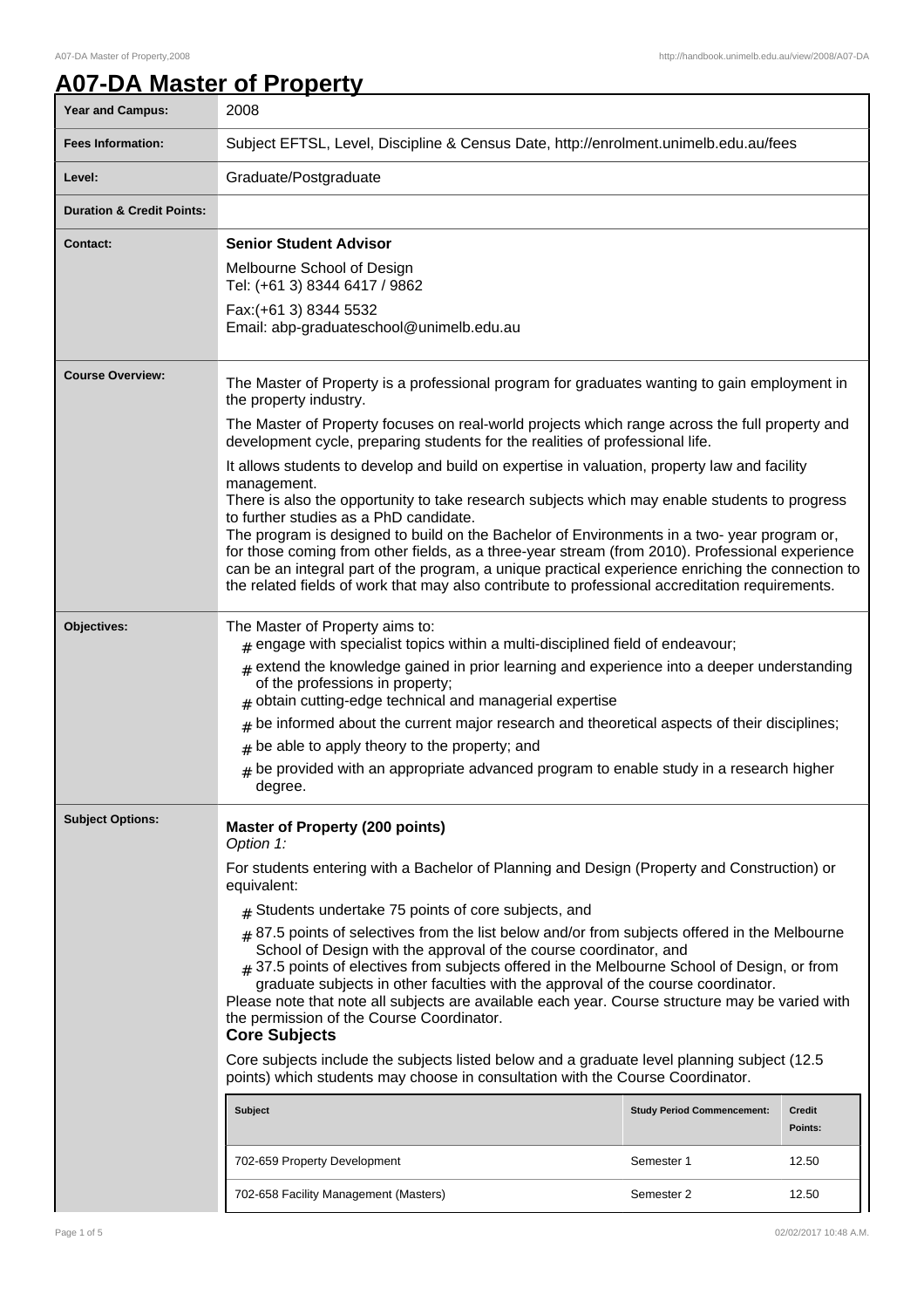# A07-DA Master of Property

| | |
|---|---|
| **Year and Campus:** | 2008 |
| **Fees Information:** | Subject EFTSL, Level, Discipline & Census Date, http://enrolment.unimelb.edu.au/fees |
| **Level:** | Graduate/Postgraduate |
| **Duration & Credit Points:** | |
| **Contact:** | **Senior Student Advisor**<br>Melbourne School of Design<br>Tel: (+61 3) 8344 6417 / 9862<br>Fax:(+61 3) 8344 5532<br>Email: abp-graduateschool@unimelb.edu.au |

**Course Overview:**

The Master of Property is a professional program for graduates wanting to gain employment in the property industry.

The Master of Property focuses on real-world projects which range across the full property and development cycle, preparing students for the realities of professional life.

It allows students to develop and build on expertise in valuation, property law and facility management.
There is also the opportunity to take research subjects which may enable students to progress to further studies as a PhD candidate.
The program is designed to build on the Bachelor of Environments in a two- year program or, for those coming from other fields, as a three-year stream (from 2010). Professional experience can be an integral part of the program, a unique practical experience enriching the connection to the related fields of work that may also contribute to professional accreditation requirements.

**Objectives:**

The Master of Property aims to:

- engage with specialist topics within a multi-disciplined field of endeavour;
- extend the knowledge gained in prior learning and experience into a deeper understanding of the professions in property;
- obtain cutting-edge technical and managerial expertise
- be informed about the current major research and theoretical aspects of their disciplines;
- be able to apply theory to the property; and
- be provided with an appropriate advanced program to enable study in a research higher degree.

**Subject Options:**

**Master of Property (200 points)**
*Option 1:*

For students entering with a Bachelor of Planning and Design (Property and Construction) or equivalent:

- Students undertake 75 points of core subjects, and
- 87.5 points of selectives from the list below and/or from subjects offered in the Melbourne School of Design with the approval of the course coordinator, and
- 37.5 points of electives from subjects offered in the Melbourne School of Design, or from graduate subjects in other faculties with the approval of the course coordinator.

Please note that note all subjects are available each year. Course structure may be varied with the permission of the Course Coordinator.

**Core Subjects**

Core subjects include the subjects listed below and a graduate level planning subject (12.5 points) which students may choose in consultation with the Course Coordinator.

| Subject | Study Period Commencement: | Credit Points: |
|---|---|---|
| 702-659 Property Development | Semester 1 | 12.50 |
| 702-658 Facility Management (Masters) | Semester 2 | 12.50 |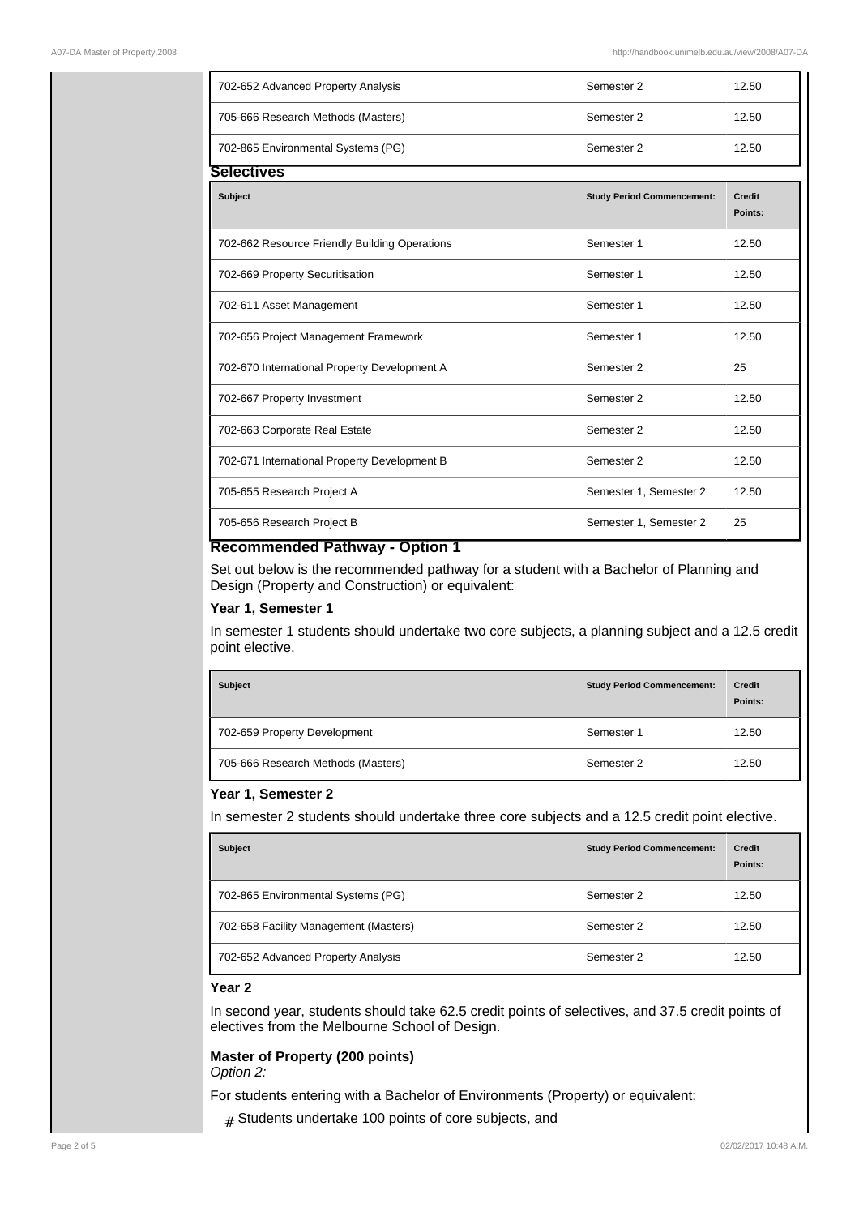| Subject | Study Period Commencement: | Credit Points: |
| --- | --- | --- |
| 702-652 Advanced Property Analysis | Semester 2 | 12.50 |
| 705-666 Research Methods (Masters) | Semester 2 | 12.50 |
| 702-865 Environmental Systems (PG) | Semester 2 | 12.50 |

### Selectives

| Subject | Study Period Commencement: | Credit Points: |
| --- | --- | --- |
| 702-662 Resource Friendly Building Operations | Semester 1 | 12.50 |
| 702-669 Property Securitisation | Semester 1 | 12.50 |
| 702-611 Asset Management | Semester 1 | 12.50 |
| 702-656 Project Management Framework | Semester 1 | 12.50 |
| 702-670 International Property Development A | Semester 2 | 25 |
| 702-667 Property Investment | Semester 2 | 12.50 |
| 702-663 Corporate Real Estate | Semester 2 | 12.50 |
| 702-671 International Property Development B | Semester 2 | 12.50 |
| 705-655 Research Project A | Semester 1, Semester 2 | 12.50 |
| 705-656 Research Project B | Semester 1, Semester 2 | 25 |

### Recommended Pathway - Option 1

Set out below is the recommended pathway for a student with a Bachelor of Planning and Design (Property and Construction) or equivalent:

#### Year 1, Semester 1

In semester 1 students should undertake two core subjects, a planning subject and a 12.5 credit point elective.

| Subject | Study Period Commencement: | Credit Points: |
| --- | --- | --- |
| 702-659 Property Development | Semester 1 | 12.50 |
| 705-666 Research Methods (Masters) | Semester 2 | 12.50 |

#### Year 1, Semester 2

In semester 2 students should undertake three core subjects and a 12.5 credit point elective.

| Subject | Study Period Commencement: | Credit Points: |
| --- | --- | --- |
| 702-865 Environmental Systems (PG) | Semester 2 | 12.50 |
| 702-658 Facility Management (Masters) | Semester 2 | 12.50 |
| 702-652 Advanced Property Analysis | Semester 2 | 12.50 |

#### Year 2

In second year, students should take 62.5 credit points of selectives, and 37.5 credit points of electives from the Melbourne School of Design.

**Master of Property (200 points)**
*Option 2:*

For students entering with a Bachelor of Environments (Property) or equivalent:

- Students undertake 100 points of core subjects, and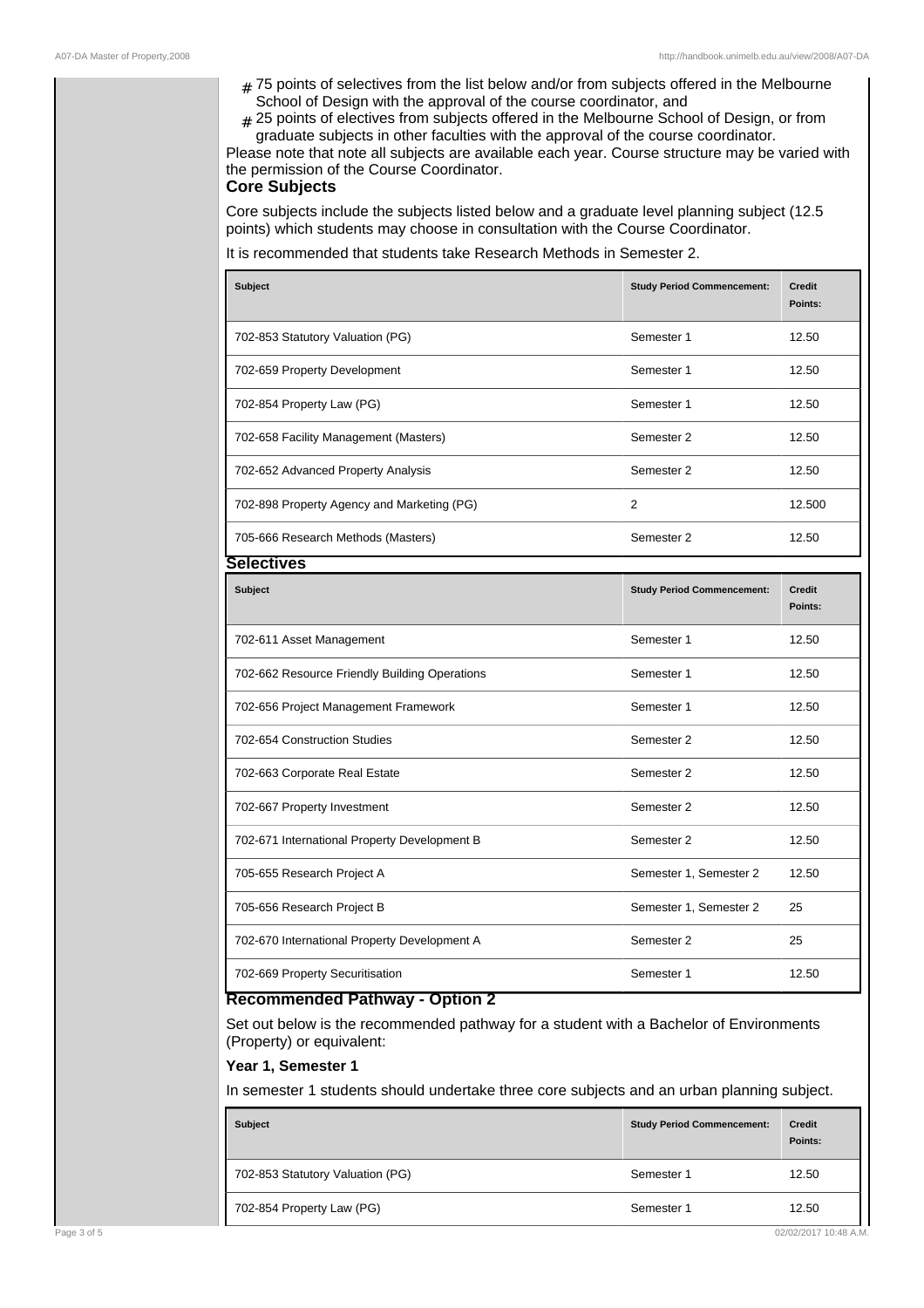- 75 points of selectives from the list below and/or from subjects offered in the Melbourne School of Design with the approval of the course coordinator, and
- 25 points of electives from subjects offered in the Melbourne School of Design, or from graduate subjects in other faculties with the approval of the course coordinator.

Please note that note all subjects are available each year. Course structure may be varied with the permission of the Course Coordinator.

## Core Subjects

Core subjects include the subjects listed below and a graduate level planning subject (12.5 points) which students may choose in consultation with the Course Coordinator.

It is recommended that students take Research Methods in Semester 2.

| Subject | Study Period Commencement: | Credit Points: |
|---|---|---|
| 702-853 Statutory Valuation (PG) | Semester 1 | 12.50 |
| 702-659 Property Development | Semester 1 | 12.50 |
| 702-854 Property Law (PG) | Semester 1 | 12.50 |
| 702-658 Facility Management (Masters) | Semester 2 | 12.50 |
| 702-652 Advanced Property Analysis | Semester 2 | 12.50 |
| 702-898 Property Agency and Marketing (PG) | 2 | 12.500 |
| 705-666 Research Methods (Masters) | Semester 2 | 12.50 |

## Selectives

| Subject | Study Period Commencement: | Credit Points: |
|---|---|---|
| 702-611 Asset Management | Semester 1 | 12.50 |
| 702-662 Resource Friendly Building Operations | Semester 1 | 12.50 |
| 702-656 Project Management Framework | Semester 1 | 12.50 |
| 702-654 Construction Studies | Semester 2 | 12.50 |
| 702-663 Corporate Real Estate | Semester 2 | 12.50 |
| 702-667 Property Investment | Semester 2 | 12.50 |
| 702-671 International Property Development B | Semester 2 | 12.50 |
| 705-655 Research Project A | Semester 1, Semester 2 | 12.50 |
| 705-656 Research Project B | Semester 1, Semester 2 | 25 |
| 702-670 International Property Development A | Semester 2 | 25 |
| 702-669 Property Securitisation | Semester 1 | 12.50 |

## Recommended Pathway - Option 2

Set out below is the recommended pathway for a student with a Bachelor of Environments (Property) or equivalent:

### Year 1, Semester 1

In semester 1 students should undertake three core subjects and an urban planning subject.

| Subject | Study Period Commencement: | Credit Points: |
|---|---|---|
| 702-853 Statutory Valuation (PG) | Semester 1 | 12.50 |
| 702-854 Property Law (PG) | Semester 1 | 12.50 |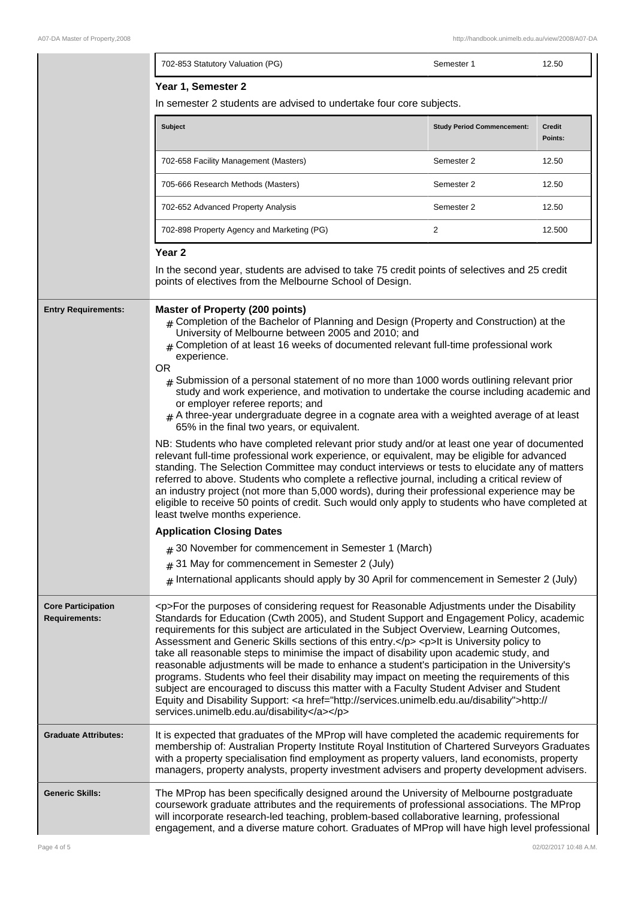| Subject | Study Period Commencement: | Credit Points: |
|---|---|---|
| 702-853 Statutory Valuation (PG) | Semester 1 | 12.50 |

**Year 1, Semester 2**

In semester 2 students are advised to undertake four core subjects.

| Subject | Study Period Commencement: | Credit Points: |
|---|---|---|
| 702-658 Facility Management (Masters) | Semester 2 | 12.50 |
| 705-666 Research Methods (Masters) | Semester 2 | 12.50 |
| 702-652 Advanced Property Analysis | Semester 2 | 12.50 |
| 702-898 Property Agency and Marketing (PG) | 2 | 12.500 |

**Year 2**

In the second year, students are advised to take 75 credit points of selectives and 25 credit points of electives from the Melbourne School of Design.

**Entry Requirements:**

**Master of Property (200 points)**

- Completion of the Bachelor of Planning and Design (Property and Construction) at the University of Melbourne between 2005 and 2010; and
- Completion of at least 16 weeks of documented relevant full-time professional work experience.

OR

- Submission of a personal statement of no more than 1000 words outlining relevant prior study and work experience, and motivation to undertake the course including academic and or employer referee reports; and
- A three-year undergraduate degree in a cognate area with a weighted average of at least 65% in the final two years, or equivalent.

NB: Students who have completed relevant prior study and/or at least one year of documented relevant full-time professional work experience, or equivalent, may be eligible for advanced standing. The Selection Committee may conduct interviews or tests to elucidate any of matters referred to above. Students who complete a reflective journal, including a critical review of an industry project (not more than 5,000 words), during their professional experience may be eligible to receive 50 points of credit. Such would only apply to students who have completed at least twelve months experience.

**Application Closing Dates**

- 30 November for commencement in Semester 1 (March)
- 31 May for commencement in Semester 2 (July)
- International applicants should apply by 30 April for commencement in Semester 2 (July)

**Core Participation Requirements:**

<p>For the purposes of considering request for Reasonable Adjustments under the Disability Standards for Education (Cwth 2005), and Student Support and Engagement Policy, academic requirements for this subject are articulated in the Subject Overview, Learning Outcomes, Assessment and Generic Skills sections of this entry.</p> <p>It is University policy to take all reasonable steps to minimise the impact of disability upon academic study, and reasonable adjustments will be made to enhance a student's participation in the University's programs. Students who feel their disability may impact on meeting the requirements of this subject are encouraged to discuss this matter with a Faculty Student Adviser and Student Equity and Disability Support: <a href="http://services.unimelb.edu.au/disability">http://services.unimelb.edu.au/disability</a></p>

**Graduate Attributes:**

It is expected that graduates of the MProp will have completed the academic requirements for membership of: Australian Property Institute Royal Institution of Chartered Surveyors Graduates with a property specialisation find employment as property valuers, land economists, property managers, property analysts, property investment advisers and property development advisers.

**Generic Skills:**

The MProp has been specifically designed around the University of Melbourne postgraduate coursework graduate attributes and the requirements of professional associations. The MProp will incorporate research-led teaching, problem-based collaborative learning, professional engagement, and a diverse mature cohort. Graduates of MProp will have high level professional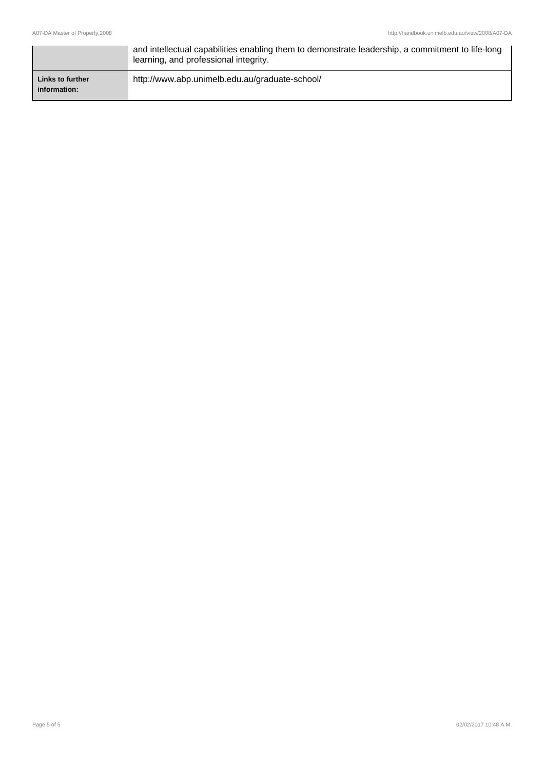| | |
|---|---|
| | and intellectual capabilities enabling them to demonstrate leadership, a commitment to life-long learning, and professional integrity. |
| **Links to further information:** | http://www.abp.unimelb.edu.au/graduate-school/ |